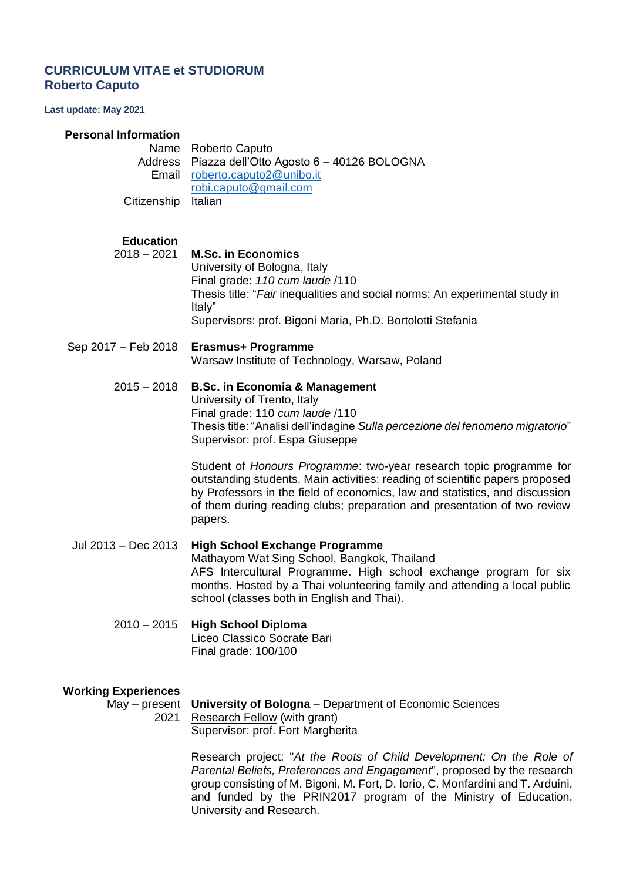# CURRICULUM VITAE et STUDIORUM
# Roberto Caputo

**Last update: May 2021**

## Personal Information

Name: Roberto Caputo
Address: Piazza dell'Otto Agosto 6 – 40126 BOLOGNA
Email: roberto.caputo2@unibo.it
robi.caputo@gmail.com
Citizenship: Italian

## Education

**2018 – 2021** — **M.Sc. in Economics**
University of Bologna, Italy
Final grade: *110 cum laude* /110
Thesis title: "*Fair* inequalities and social norms: An experimental study in Italy"
Supervisors: prof. Bigoni Maria, Ph.D. Bortolotti Stefania

**Sep 2017 – Feb 2018** — **Erasmus+ Programme**
Warsaw Institute of Technology, Warsaw, Poland

**2015 – 2018** — **B.Sc. in Economia & Management**
University of Trento, Italy
Final grade: 110 *cum laude* /110
Thesis title: "Analisi dell'indagine *Sulla percezione del fenomeno migratorio*"
Supervisor: prof. Espa Giuseppe

Student of *Honours Programme*: two-year research topic programme for outstanding students. Main activities: reading of scientific papers proposed by Professors in the field of economics, law and statistics, and discussion of them during reading clubs; preparation and presentation of two review papers.

**Jul 2013 – Dec 2013** — **High School Exchange Programme**
Mathayom Wat Sing School, Bangkok, Thailand
AFS Intercultural Programme. High school exchange program for six months. Hosted by a Thai volunteering family and attending a local public school (classes both in English and Thai).

**2010 – 2015** — **High School Diploma**
Liceo Classico Socrate Bari
Final grade: 100/100

## Working Experiences

**May 2021 – present** — **University of Bologna** – Department of Economic Sciences
Research Fellow (with grant)
Supervisor: prof. Fort Margherita

Research project: "*At the Roots of Child Development: On the Role of Parental Beliefs, Preferences and Engagement*", proposed by the research group consisting of M. Bigoni, M. Fort, D. Iorio, C. Monfardini and T. Arduini, and funded by the PRIN2017 program of the Ministry of Education, University and Research.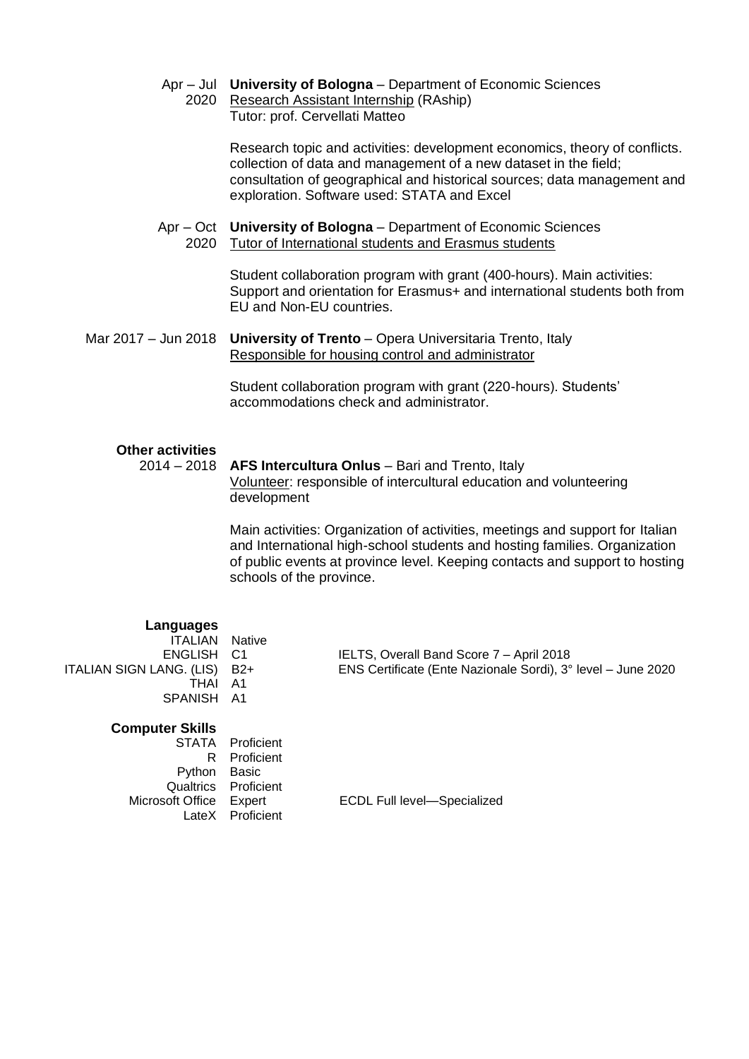Apr – Jul 2020 **University of Bologna** – Department of Economic Sciences
Research Assistant Internship (RAship)
Tutor: prof. Cervellati Matteo

Research topic and activities: development economics, theory of conflicts. collection of data and management of a new dataset in the field; consultation of geographical and historical sources; data management and exploration. Software used: STATA and Excel

Apr – Oct 2020 **University of Bologna** – Department of Economic Sciences
Tutor of International students and Erasmus students

Student collaboration program with grant (400-hours). Main activities: Support and orientation for Erasmus+ and international students both from EU and Non-EU countries.

Mar 2017 – Jun 2018 **University of Trento** – Opera Universitaria Trento, Italy
Responsible for housing control and administrator

Student collaboration program with grant (220-hours). Students' accommodations check and administrator.

## Other activities

2014 – 2018 **AFS Intercultura Onlus** – Bari and Trento, Italy
Volunteer: responsible of intercultural education and volunteering development

Main activities: Organization of activities, meetings and support for Italian and International high-school students and hosting families. Organization of public events at province level. Keeping contacts and support to hosting schools of the province.

## Languages

| | | |
|---|---|---|
| ITALIAN | Native | |
| ENGLISH | C1 | IELTS, Overall Band Score 7 – April 2018 |
| ITALIAN SIGN LANG. (LIS) | B2+ | ENS Certificate (Ente Nazionale Sordi), 3° level – June 2020 |
| THAI | A1 | |
| SPANISH | A1 | |

## Computer Skills

| | | |
|---|---|---|
| STATA | Proficient | |
| R | Proficient | |
| Python | Basic | |
| Qualtrics | Proficient | |
| Microsoft Office | Expert | ECDL Full level—Specialized |
| LateX | Proficient | |